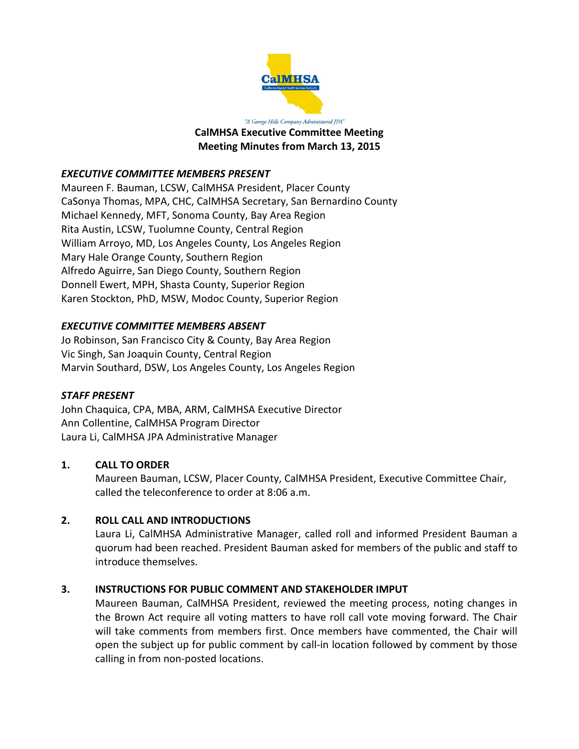"A George Hills Company Administered JPA"

# CalMHSA Executive Committee Meeting
## Meeting Minutes from March 13, 2015

***EXECUTIVE COMMITTEE MEMBERS PRESENT***

Maureen F. Bauman, LCSW, CalMHSA President, Placer County
CaSonya Thomas, MPA, CHC, CalMHSA Secretary, San Bernardino County
Michael Kennedy, MFT, Sonoma County, Bay Area Region
Rita Austin, LCSW, Tuolumne County, Central Region
William Arroyo, MD, Los Angeles County, Los Angeles Region
Mary Hale Orange County, Southern Region
Alfredo Aguirre, San Diego County, Southern Region
Donnell Ewert, MPH, Shasta County, Superior Region
Karen Stockton, PhD, MSW, Modoc County, Superior Region

***EXECUTIVE COMMITTEE MEMBERS ABSENT***

Jo Robinson, San Francisco City & County, Bay Area Region
Vic Singh, San Joaquin County, Central Region
Marvin Southard, DSW, Los Angeles County, Los Angeles Region

***STAFF PRESENT***

John Chaquica, CPA, MBA, ARM, CalMHSA Executive Director
Ann Collentine, CalMHSA Program Director
Laura Li, CalMHSA JPA Administrative Manager

**1. CALL TO ORDER**

Maureen Bauman, LCSW, Placer County, CalMHSA President, Executive Committee Chair, called the teleconference to order at 8:06 a.m.

**2. ROLL CALL AND INTRODUCTIONS**

Laura Li, CalMHSA Administrative Manager, called roll and informed President Bauman a quorum had been reached. President Bauman asked for members of the public and staff to introduce themselves.

**3. INSTRUCTIONS FOR PUBLIC COMMENT AND STAKEHOLDER IMPUT**

Maureen Bauman, CalMHSA President, reviewed the meeting process, noting changes in the Brown Act require all voting matters to have roll call vote moving forward. The Chair will take comments from members first. Once members have commented, the Chair will open the subject up for public comment by call-in location followed by comment by those calling in from non-posted locations.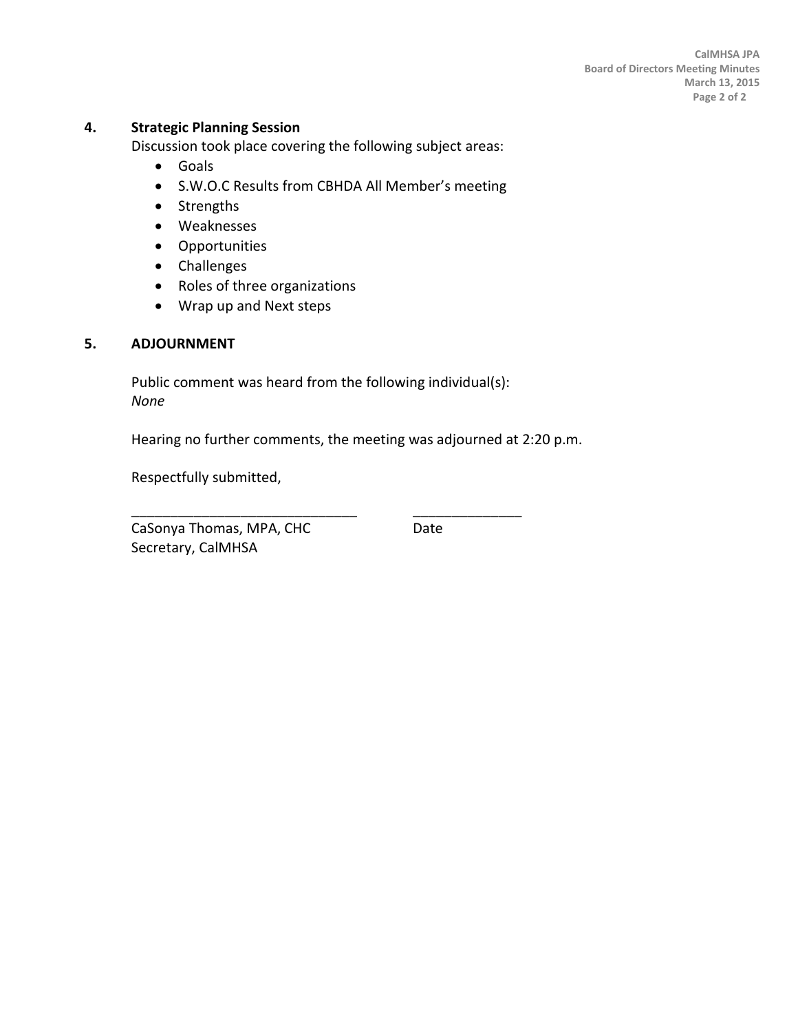## 4. Strategic Planning Session

Discussion took place covering the following subject areas:

- Goals
- S.W.O.C Results from CBHDA All Member's meeting
- Strengths
- Weaknesses
- Opportunities
- Challenges
- Roles of three organizations
- Wrap up and Next steps

## 5. ADJOURNMENT

Public comment was heard from the following individual(s):
*None*

Hearing no further comments, the meeting was adjourned at 2:20 p.m.

Respectfully submitted,

_____________________________ ______________

CaSonya Thomas, MPA, CHC Date

Secretary, CalMHSA